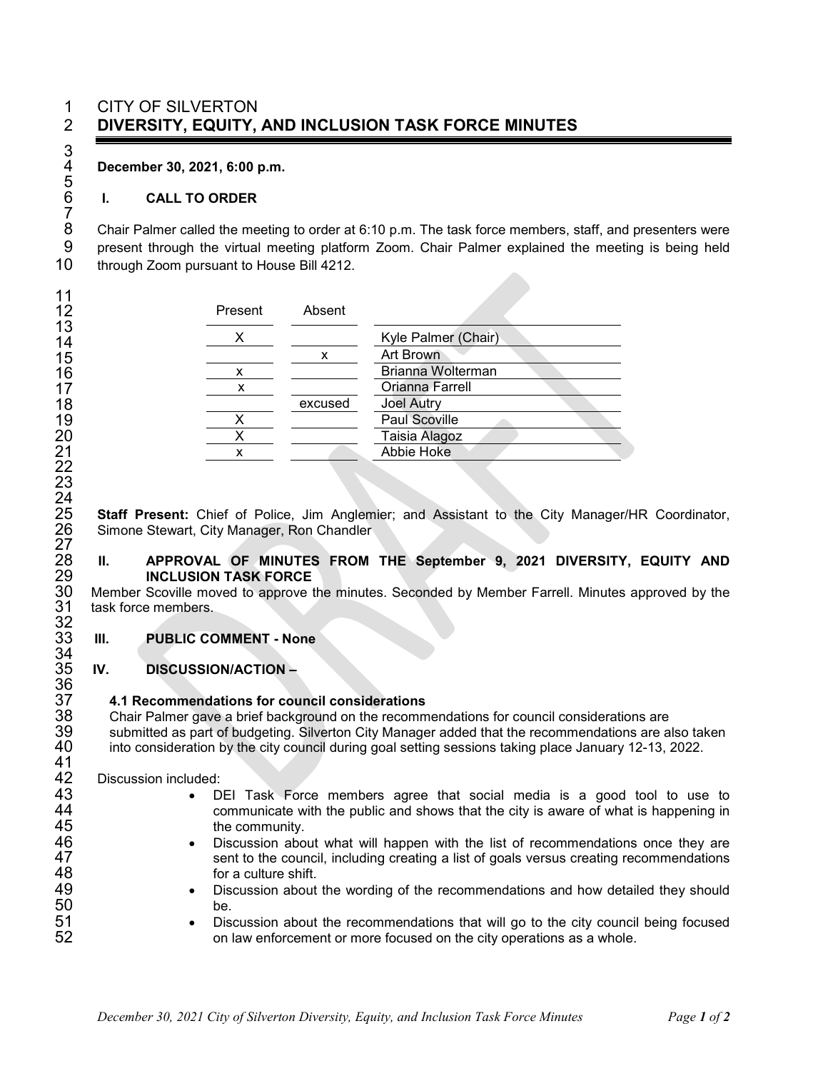CITY OF SILVERTON
# DIVERSITY, EQUITY, AND INCLUSION TASK FORCE MINUTES

**December 30, 2021, 6:00 p.m.**

## I. CALL TO ORDER

Chair Palmer called the meeting to order at 6:10 p.m. The task force members, staff, and presenters were present through the virtual meeting platform Zoom. Chair Palmer explained the meeting is being held through Zoom pursuant to House Bill 4212.

| Present | Absent | |
|---|---|---|
| X | | Kyle Palmer (Chair) |
| | x | Art Brown |
| x | | Brianna Wolterman |
| x | | Orianna Farrell |
| | excused | Joel Autry |
| X | | Paul Scoville |
| X | | Taisia Alagoz |
| x | | Abbie Hoke |

**Staff Present:** Chief of Police, Jim Anglemier; and Assistant to the City Manager/HR Coordinator, Simone Stewart, City Manager, Ron Chandler

## II. APPROVAL OF MINUTES FROM THE September 9, 2021 DIVERSITY, EQUITY AND INCLUSION TASK FORCE

Member Scoville moved to approve the minutes. Seconded by Member Farrell. Minutes approved by the task force members.

## III. PUBLIC COMMENT - None

## IV. DISCUSSION/ACTION –

### 4.1 Recommendations for council considerations

Chair Palmer gave a brief background on the recommendations for council considerations are submitted as part of budgeting. Silverton City Manager added that the recommendations are also taken into consideration by the city council during goal setting sessions taking place January 12-13, 2022.

Discussion included:

- DEI Task Force members agree that social media is a good tool to use to communicate with the public and shows that the city is aware of what is happening in the community.
- Discussion about what will happen with the list of recommendations once they are sent to the council, including creating a list of goals versus creating recommendations for a culture shift.
- Discussion about the wording of the recommendations and how detailed they should be.
- Discussion about the recommendations that will go to the city council being focused on law enforcement or more focused on the city operations as a whole.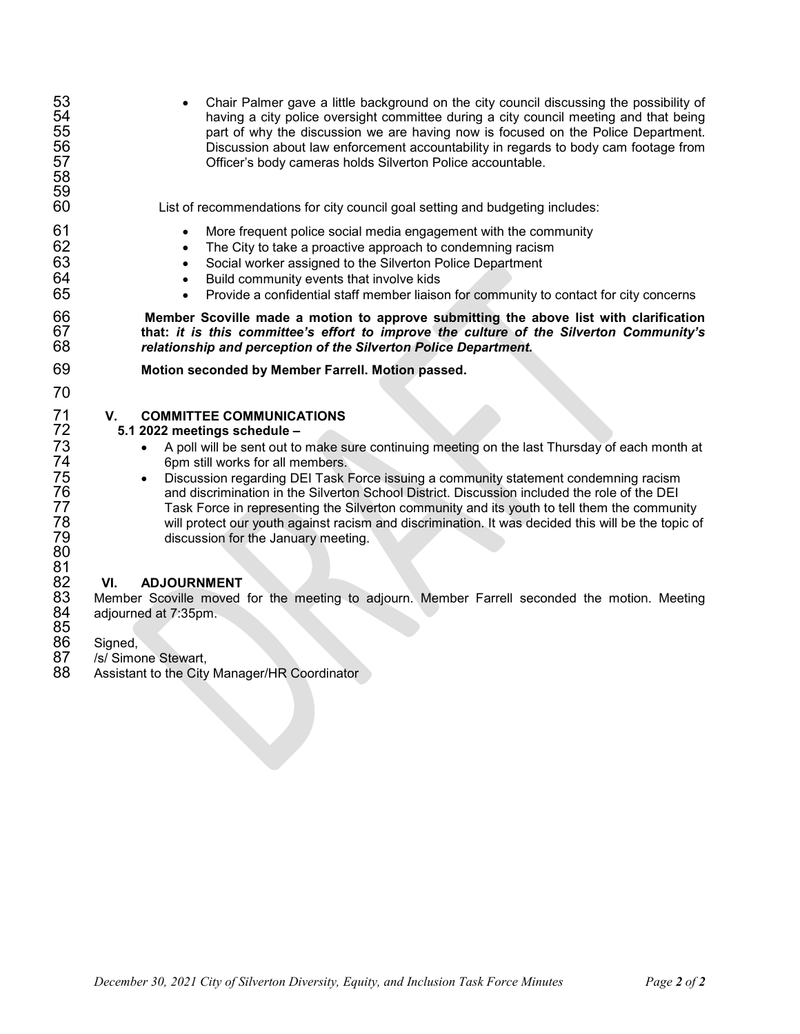- Chair Palmer gave a little background on the city council discussing the possibility of having a city police oversight committee during a city council meeting and that being part of why the discussion we are having now is focused on the Police Department. Discussion about law enforcement accountability in regards to body cam footage from Officer's body cameras holds Silverton Police accountable.

List of recommendations for city council goal setting and budgeting includes:

- More frequent police social media engagement with the community
- The City to take a proactive approach to condemning racism
- Social worker assigned to the Silverton Police Department
- Build community events that involve kids
- Provide a confidential staff member liaison for community to contact for city concerns

**Member Scoville made a motion to approve submitting the above list with clarification that:** ***it is this committee's effort to improve the culture of the Silverton Community's relationship and perception of the Silverton Police Department.***

**Motion seconded by Member Farrell. Motion passed.**

## V. COMMITTEE COMMUNICATIONS

**5.1 2022 meetings schedule –**

- A poll will be sent out to make sure continuing meeting on the last Thursday of each month at 6pm still works for all members.
- Discussion regarding DEI Task Force issuing a community statement condemning racism and discrimination in the Silverton School District. Discussion included the role of the DEI Task Force in representing the Silverton community and its youth to tell them the community will protect our youth against racism and discrimination. It was decided this will be the topic of discussion for the January meeting.

## VI. ADJOURNMENT

Member Scoville moved for the meeting to adjourn. Member Farrell seconded the motion. Meeting adjourned at 7:35pm.

Signed,
/s/ Simone Stewart,
Assistant to the City Manager/HR Coordinator